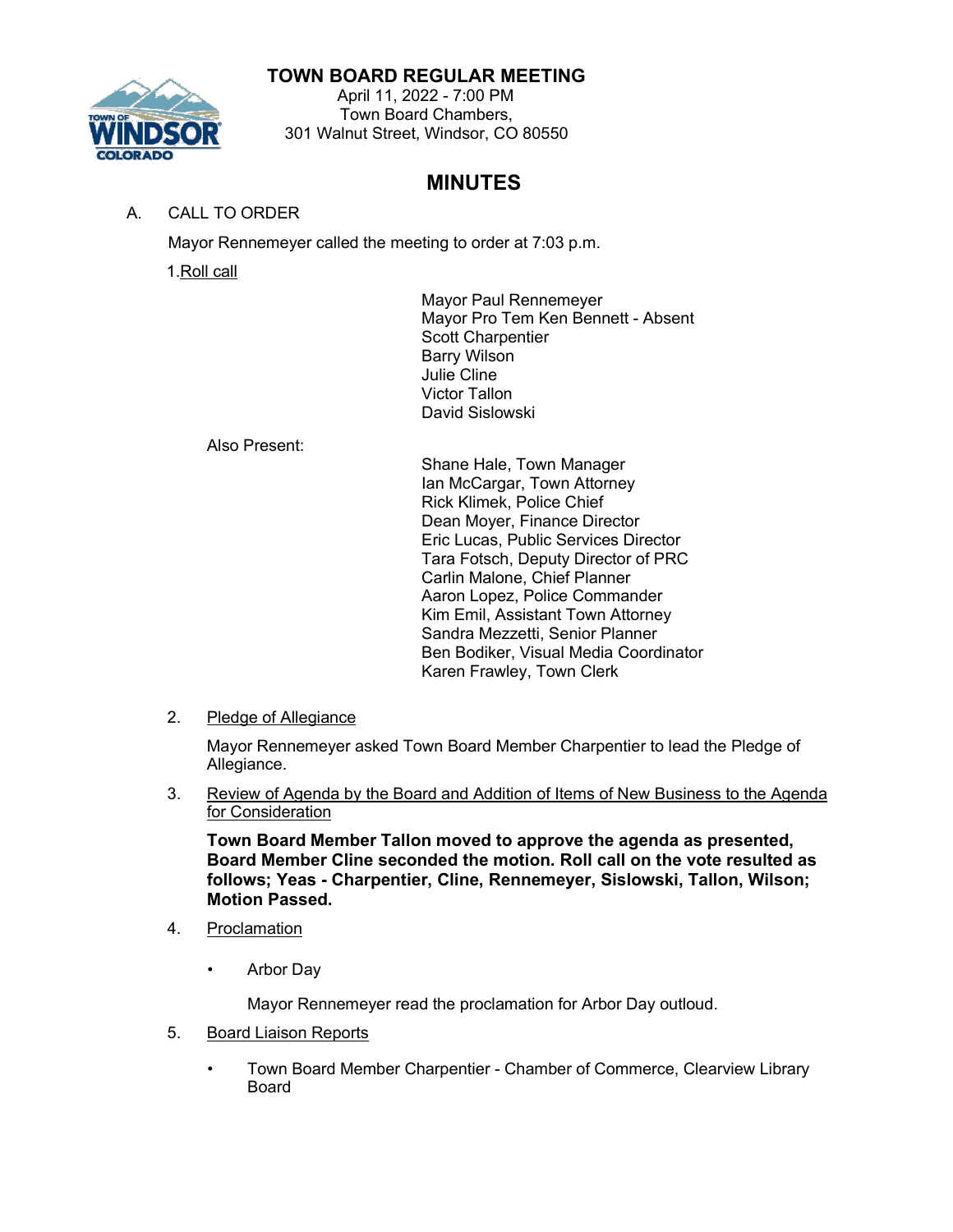# TOWN BOARD REGULAR MEETING

April 11, 2022 - 7:00 PM
Town Board Chambers,
301 Walnut Street, Windsor, CO 80550

## MINUTES

A. CALL TO ORDER

Mayor Rennemeyer called the meeting to order at 7:03 p.m.

1. Roll call

Mayor Paul Rennemeyer
Mayor Pro Tem Ken Bennett - Absent
Scott Charpentier
Barry Wilson
Julie Cline
Victor Tallon
David Sislowski

Also Present:

Shane Hale, Town Manager
Ian McCargar, Town Attorney
Rick Klimek, Police Chief
Dean Moyer, Finance Director
Eric Lucas, Public Services Director
Tara Fotsch, Deputy Director of PRC
Carlin Malone, Chief Planner
Aaron Lopez, Police Commander
Kim Emil, Assistant Town Attorney
Sandra Mezzetti, Senior Planner
Ben Bodiker, Visual Media Coordinator
Karen Frawley, Town Clerk

2. Pledge of Allegiance

Mayor Rennemeyer asked Town Board Member Charpentier to lead the Pledge of Allegiance.

3. Review of Agenda by the Board and Addition of Items of New Business to the Agenda for Consideration

**Town Board Member Tallon moved to approve the agenda as presented, Board Member Cline seconded the motion. Roll call on the vote resulted as follows; Yeas - Charpentier, Cline, Rennemeyer, Sislowski, Tallon, Wilson; Motion Passed.**

4. Proclamation

- Arbor Day

Mayor Rennemeyer read the proclamation for Arbor Day outloud.

5. Board Liaison Reports

- Town Board Member Charpentier - Chamber of Commerce, Clearview Library Board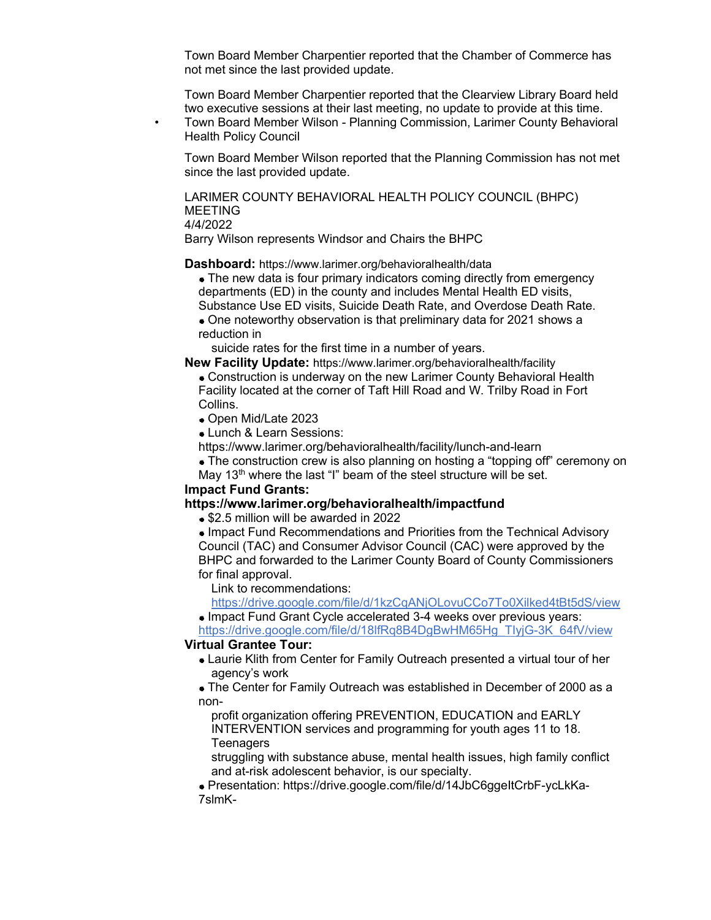Town Board Member Charpentier reported that the Chamber of Commerce has not met since the last provided update.

Town Board Member Charpentier reported that the Clearview Library Board held two executive sessions at their last meeting, no update to provide at this time.

- Town Board Member Wilson - Planning Commission, Larimer County Behavioral Health Policy Council

Town Board Member Wilson reported that the Planning Commission has not met since the last provided update.

LARIMER COUNTY BEHAVIORAL HEALTH POLICY COUNCIL (BHPC) MEETING
4/4/2022
Barry Wilson represents Windsor and Chairs the BHPC

**Dashboard:** https://www.larimer.org/behavioralhealth/data

- The new data is four primary indicators coming directly from emergency departments (ED) in the county and includes Mental Health ED visits, Substance Use ED visits, Suicide Death Rate, and Overdose Death Rate.
- One noteworthy observation is that preliminary data for 2021 shows a reduction in suicide rates for the first time in a number of years.

**New Facility Update:** https://www.larimer.org/behavioralhealth/facility

- Construction is underway on the new Larimer County Behavioral Health Facility located at the corner of Taft Hill Road and W. Trilby Road in Fort Collins.
- Open Mid/Late 2023
- Lunch & Learn Sessions: https://www.larimer.org/behavioralhealth/facility/lunch-and-learn
- The construction crew is also planning on hosting a "topping off" ceremony on May 13th where the last "I" beam of the steel structure will be set.

**Impact Fund Grants:**
**https://www.larimer.org/behavioralhealth/impactfund**

- $2.5 million will be awarded in 2022
- Impact Fund Recommendations and Priorities from the Technical Advisory Council (TAC) and Consumer Advisor Council (CAC) were approved by the BHPC and forwarded to the Larimer County Board of County Commissioners for final approval.
  Link to recommendations: https://drive.google.com/file/d/1kzCqANjOLovuCCo7To0Xilked4tBt5dS/view
- Impact Fund Grant Cycle accelerated 3-4 weeks over previous years: https://drive.google.com/file/d/18lfRq8B4DgBwHM65Hg_TIyjG-3K_64fV/view

**Virtual Grantee Tour:**

- Laurie Klith from Center for Family Outreach presented a virtual tour of her agency's work
- The Center for Family Outreach was established in December of 2000 as a non-profit organization offering PREVENTION, EDUCATION and EARLY INTERVENTION services and programming for youth ages 11 to 18. Teenagers struggling with substance abuse, mental health issues, high family conflict and at-risk adolescent behavior, is our specialty.
- Presentation: https://drive.google.com/file/d/14JbC6ggeItCrbF-ycLkKa-7slmK-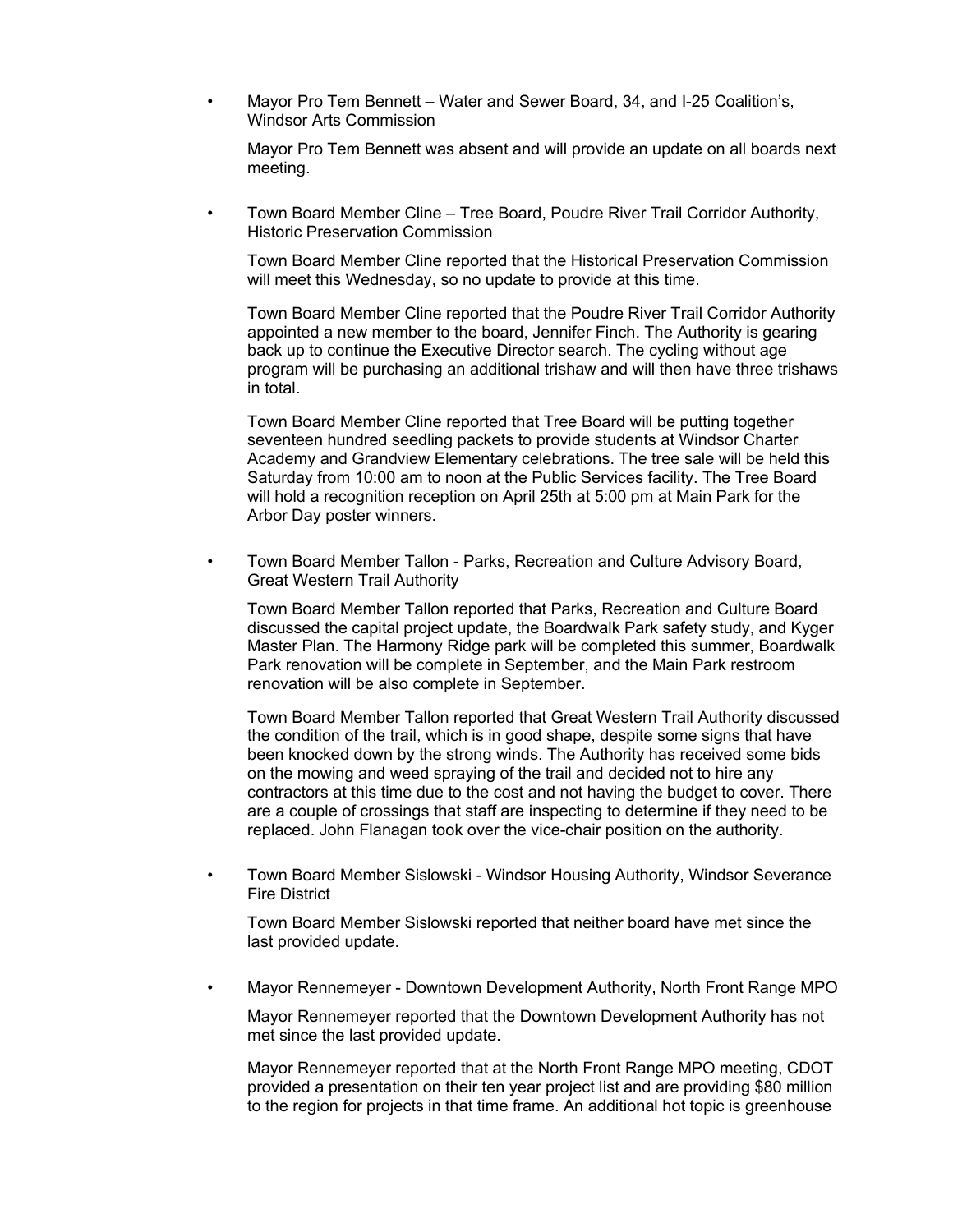- Mayor Pro Tem Bennett – Water and Sewer Board, 34, and I-25 Coalition's, Windsor Arts Commission

  Mayor Pro Tem Bennett was absent and will provide an update on all boards next meeting.

- Town Board Member Cline – Tree Board, Poudre River Trail Corridor Authority, Historic Preservation Commission

  Town Board Member Cline reported that the Historical Preservation Commission will meet this Wednesday, so no update to provide at this time.

  Town Board Member Cline reported that the Poudre River Trail Corridor Authority appointed a new member to the board, Jennifer Finch. The Authority is gearing back up to continue the Executive Director search. The cycling without age program will be purchasing an additional trishaw and will then have three trishaws in total.

  Town Board Member Cline reported that Tree Board will be putting together seventeen hundred seedling packets to provide students at Windsor Charter Academy and Grandview Elementary celebrations. The tree sale will be held this Saturday from 10:00 am to noon at the Public Services facility. The Tree Board will hold a recognition reception on April 25th at 5:00 pm at Main Park for the Arbor Day poster winners.

- Town Board Member Tallon - Parks, Recreation and Culture Advisory Board, Great Western Trail Authority

  Town Board Member Tallon reported that Parks, Recreation and Culture Board discussed the capital project update, the Boardwalk Park safety study, and Kyger Master Plan. The Harmony Ridge park will be completed this summer, Boardwalk Park renovation will be complete in September, and the Main Park restroom renovation will be also complete in September.

  Town Board Member Tallon reported that Great Western Trail Authority discussed the condition of the trail, which is in good shape, despite some signs that have been knocked down by the strong winds. The Authority has received some bids on the mowing and weed spraying of the trail and decided not to hire any contractors at this time due to the cost and not having the budget to cover. There are a couple of crossings that staff are inspecting to determine if they need to be replaced. John Flanagan took over the vice-chair position on the authority.

- Town Board Member Sislowski - Windsor Housing Authority, Windsor Severance Fire District

  Town Board Member Sislowski reported that neither board have met since the last provided update.

- Mayor Rennemeyer - Downtown Development Authority, North Front Range MPO

  Mayor Rennemeyer reported that the Downtown Development Authority has not met since the last provided update.

  Mayor Rennemeyer reported that at the North Front Range MPO meeting, CDOT provided a presentation on their ten year project list and are providing $80 million to the region for projects in that time frame. An additional hot topic is greenhouse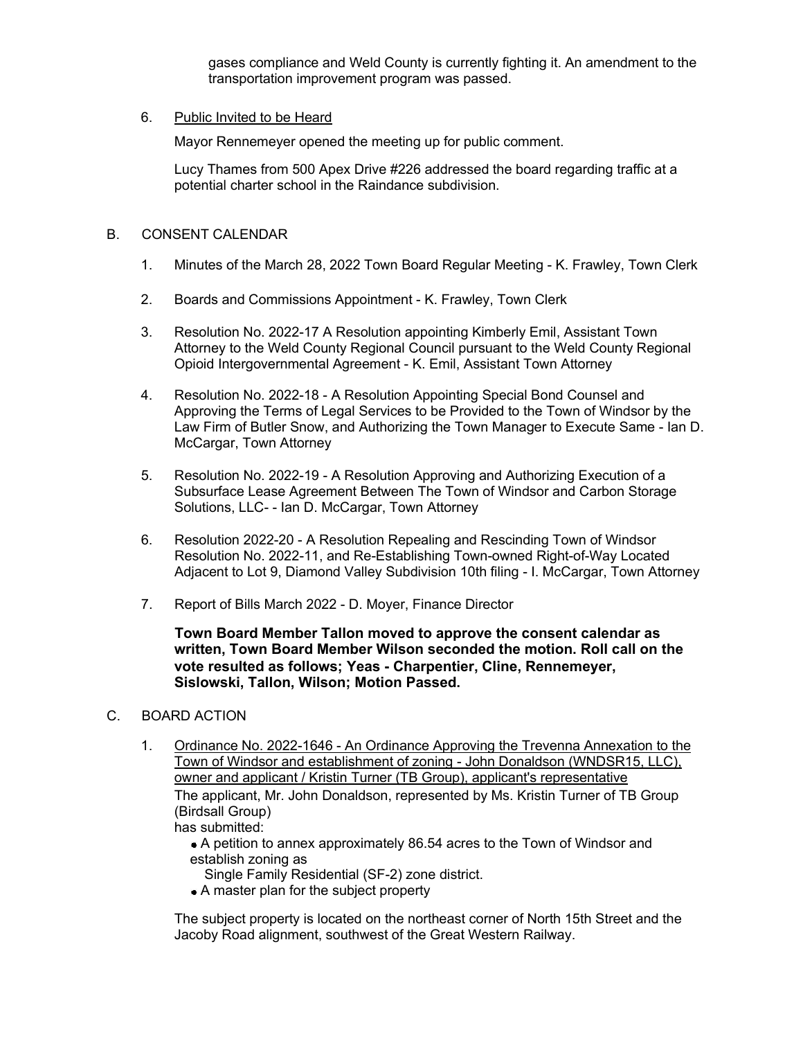gases compliance and Weld County is currently fighting it. An amendment to the transportation improvement program was passed.

6. Public Invited to be Heard

   Mayor Rennemeyer opened the meeting up for public comment.

   Lucy Thames from 500 Apex Drive #226 addressed the board regarding traffic at a potential charter school in the Raindance subdivision.

B. CONSENT CALENDAR

1. Minutes of the March 28, 2022 Town Board Regular Meeting - K. Frawley, Town Clerk

2. Boards and Commissions Appointment - K. Frawley, Town Clerk

3. Resolution No. 2022-17 A Resolution appointing Kimberly Emil, Assistant Town Attorney to the Weld County Regional Council pursuant to the Weld County Regional Opioid Intergovernmental Agreement - K. Emil, Assistant Town Attorney

4. Resolution No. 2022-18 - A Resolution Appointing Special Bond Counsel and Approving the Terms of Legal Services to be Provided to the Town of Windsor by the Law Firm of Butler Snow, and Authorizing the Town Manager to Execute Same - Ian D. McCargar, Town Attorney

5. Resolution No. 2022-19 - A Resolution Approving and Authorizing Execution of a Subsurface Lease Agreement Between The Town of Windsor and Carbon Storage Solutions, LLC- - Ian D. McCargar, Town Attorney

6. Resolution 2022-20 - A Resolution Repealing and Rescinding Town of Windsor Resolution No. 2022-11, and Re-Establishing Town-owned Right-of-Way Located Adjacent to Lot 9, Diamond Valley Subdivision 10th filing - I. McCargar, Town Attorney

7. Report of Bills March 2022 - D. Moyer, Finance Director

   **Town Board Member Tallon moved to approve the consent calendar as written, Town Board Member Wilson seconded the motion. Roll call on the vote resulted as follows; Yeas - Charpentier, Cline, Rennemeyer, Sislowski, Tallon, Wilson; Motion Passed.**

C. BOARD ACTION

1. Ordinance No. 2022-1646 - An Ordinance Approving the Trevenna Annexation to the Town of Windsor and establishment of zoning - John Donaldson (WNDSR15, LLC), owner and applicant / Kristin Turner (TB Group), applicant's representative

   The applicant, Mr. John Donaldson, represented by Ms. Kristin Turner of TB Group (Birdsall Group)
   has submitted:

   - A petition to annex approximately 86.54 acres to the Town of Windsor and establish zoning as
     Single Family Residential (SF-2) zone district.
   - A master plan for the subject property

   The subject property is located on the northeast corner of North 15th Street and the Jacoby Road alignment, southwest of the Great Western Railway.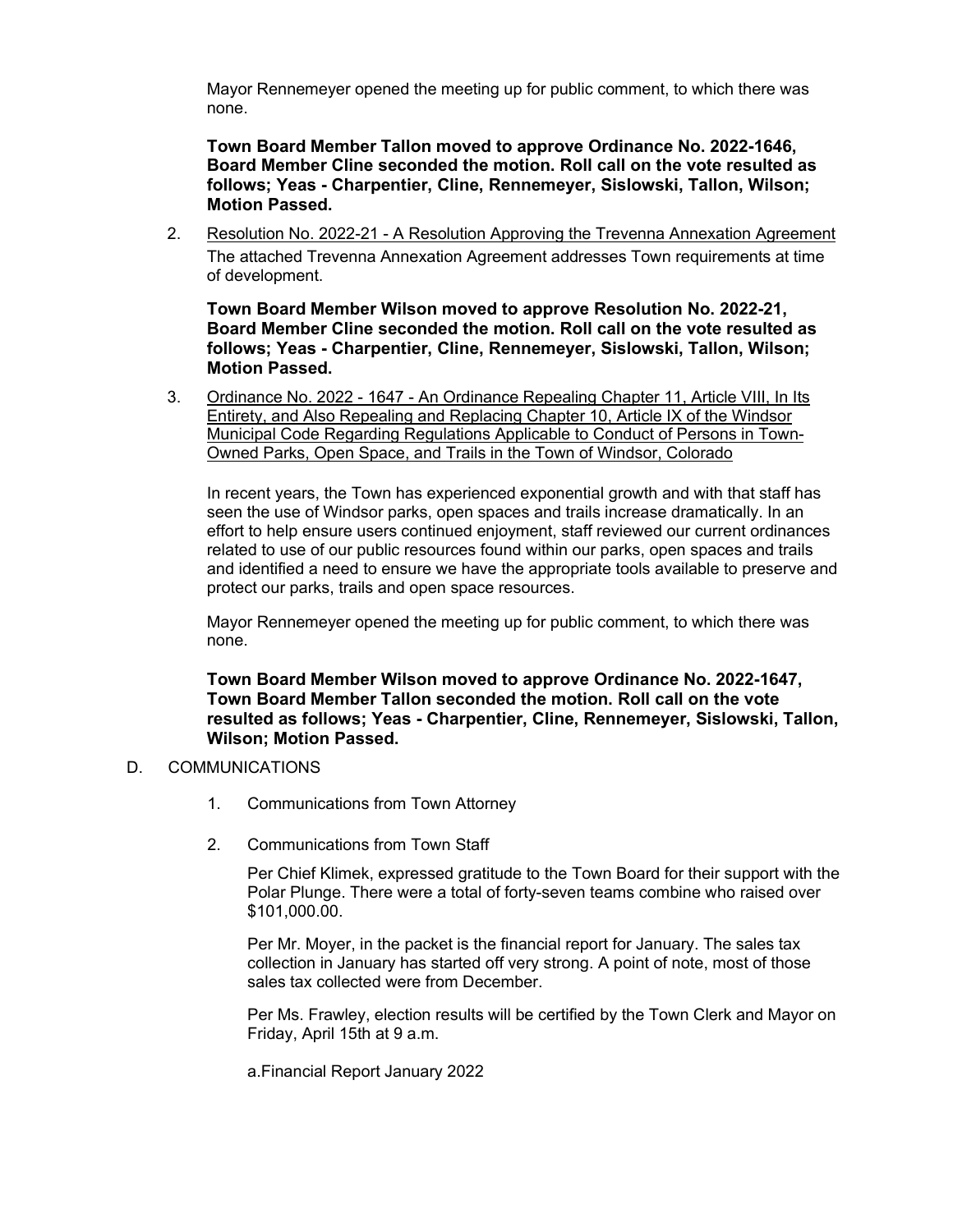Mayor Rennemeyer opened the meeting up for public comment, to which there was none.

**Town Board Member Tallon moved to approve Ordinance No. 2022-1646, Board Member Cline seconded the motion. Roll call on the vote resulted as follows; Yeas - Charpentier, Cline, Rennemeyer, Sislowski, Tallon, Wilson; Motion Passed.**

2. Resolution No. 2022-21 - A Resolution Approving the Trevenna Annexation Agreement

   The attached Trevenna Annexation Agreement addresses Town requirements at time of development.

   **Town Board Member Wilson moved to approve Resolution No. 2022-21, Board Member Cline seconded the motion. Roll call on the vote resulted as follows; Yeas - Charpentier, Cline, Rennemeyer, Sislowski, Tallon, Wilson; Motion Passed.**

3. Ordinance No. 2022 - 1647 - An Ordinance Repealing Chapter 11, Article VIII, In Its Entirety, and Also Repealing and Replacing Chapter 10, Article IX of the Windsor Municipal Code Regarding Regulations Applicable to Conduct of Persons in Town-Owned Parks, Open Space, and Trails in the Town of Windsor, Colorado

   In recent years, the Town has experienced exponential growth and with that staff has seen the use of Windsor parks, open spaces and trails increase dramatically. In an effort to help ensure users continued enjoyment, staff reviewed our current ordinances related to use of our public resources found within our parks, open spaces and trails and identified a need to ensure we have the appropriate tools available to preserve and protect our parks, trails and open space resources.

   Mayor Rennemeyer opened the meeting up for public comment, to which there was none.

   **Town Board Member Wilson moved to approve Ordinance No. 2022-1647, Town Board Member Tallon seconded the motion. Roll call on the vote resulted as follows; Yeas - Charpentier, Cline, Rennemeyer, Sislowski, Tallon, Wilson; Motion Passed.**

D. COMMUNICATIONS

1. Communications from Town Attorney

2. Communications from Town Staff

   Per Chief Klimek, expressed gratitude to the Town Board for their support with the Polar Plunge. There were a total of forty-seven teams combine who raised over $101,000.00.

   Per Mr. Moyer, in the packet is the financial report for January. The sales tax collection in January has started off very strong. A point of note, most of those sales tax collected were from December.

   Per Ms. Frawley, election results will be certified by the Town Clerk and Mayor on Friday, April 15th at 9 a.m.

   a.Financial Report January 2022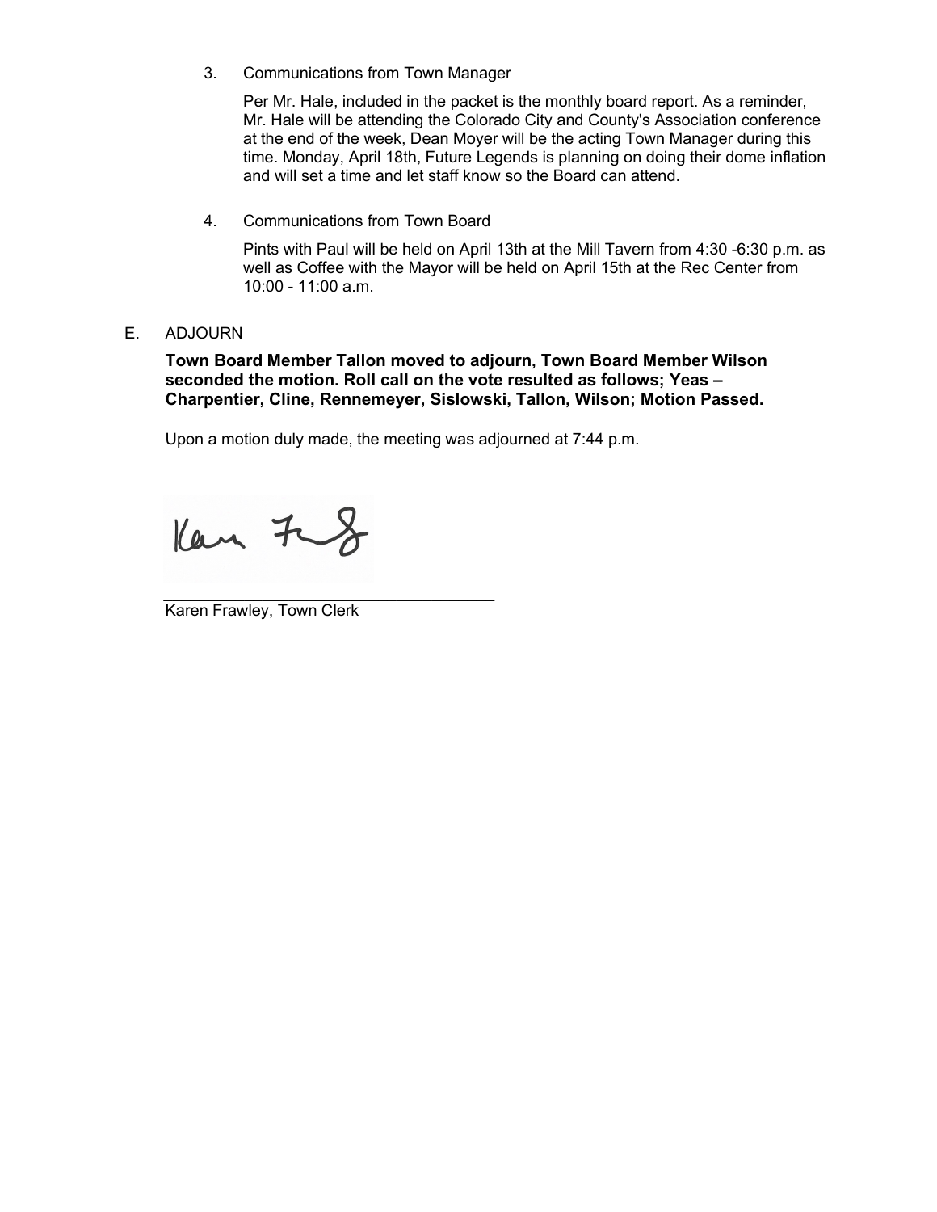3. Communications from Town Manager

   Per Mr. Hale, included in the packet is the monthly board report. As a reminder, Mr. Hale will be attending the Colorado City and County's Association conference at the end of the week, Dean Moyer will be the acting Town Manager during this time. Monday, April 18th, Future Legends is planning on doing their dome inflation and will set a time and let staff know so the Board can attend.

4. Communications from Town Board

   Pints with Paul will be held on April 13th at the Mill Tavern from 4:30 -6:30 p.m. as well as Coffee with the Mayor will be held on April 15th at the Rec Center from 10:00 - 11:00 a.m.

E. ADJOURN

**Town Board Member Tallon moved to adjourn, Town Board Member Wilson seconded the motion. Roll call on the vote resulted as follows; Yeas – Charpentier, Cline, Rennemeyer, Sislowski, Tallon, Wilson; Motion Passed.**

Upon a motion duly made, the meeting was adjourned at 7:44 p.m.

\_\_\_\_\_\_\_\_\_\_\_\_\_\_\_\_\_\_\_\_\_\_\_\_\_\_\_\_\_\_\_\_\_\_\_\_

Karen Frawley, Town Clerk